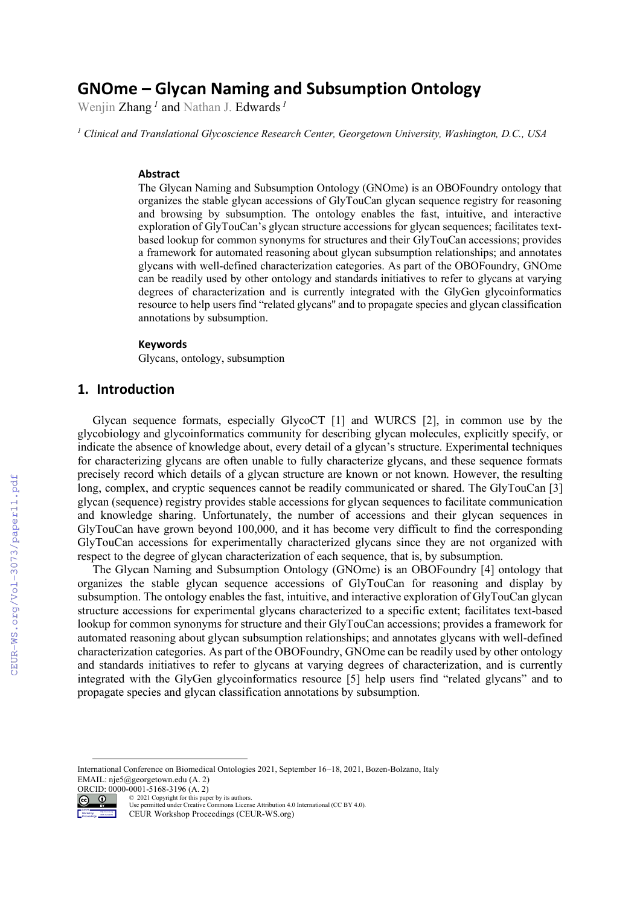# GNOme – Glycan Naming and Subsumption Ontology

Wenjin Zhang [1] and Nathan J. Edwards [1]

[1] *Clinical and Translational Glycoscience Research Center, Georgetown University, Washington, D.C., USA*

### Abstract

The Glycan Naming and Subsumption Ontology (GNOme) is an OBOFoundry ontology that organizes the stable glycan accessions of GlyTouCan glycan sequence registry for reasoning and browsing by subsumption. The ontology enables the fast, intuitive, and interactive exploration of GlyTouCan's glycan structure accessions for glycan sequences; facilitates text-based lookup for common synonyms for structures and their GlyTouCan accessions; provides a framework for automated reasoning about glycan subsumption relationships; and annotates glycans with well-defined characterization categories. As part of the OBOFoundry, GNOme can be readily used by other ontology and standards initiatives to refer to glycans at varying degrees of characterization and is currently integrated with the GlyGen glycoinformatics resource to help users find "related glycans" and to propagate species and glycan classification annotations by subsumption.

### Keywords

Glycans, ontology, subsumption

## 1. Introduction

Glycan sequence formats, especially GlycoCT [1] and WURCS [2], in common use by the glycobiology and glycoinformatics community for describing glycan molecules, explicitly specify, or indicate the absence of knowledge about, every detail of a glycan's structure. Experimental techniques for characterizing glycans are often unable to fully characterize glycans, and these sequence formats precisely record which details of a glycan structure are known or not known. However, the resulting long, complex, and cryptic sequences cannot be readily communicated or shared. The GlyTouCan [3] glycan (sequence) registry provides stable accessions for glycan sequences to facilitate communication and knowledge sharing. Unfortunately, the number of accessions and their glycan sequences in GlyTouCan have grown beyond 100,000, and it has become very difficult to find the corresponding GlyTouCan accessions for experimentally characterized glycans since they are not organized with respect to the degree of glycan characterization of each sequence, that is, by subsumption.

The Glycan Naming and Subsumption Ontology (GNOme) is an OBOFoundry [4] ontology that organizes the stable glycan sequence accessions of GlyTouCan for reasoning and display by subsumption. The ontology enables the fast, intuitive, and interactive exploration of GlyTouCan glycan structure accessions for experimental glycans characterized to a specific extent; facilitates text-based lookup for common synonyms for structure and their GlyTouCan accessions; provides a framework for automated reasoning about glycan subsumption relationships; and annotates glycans with well-defined characterization categories. As part of the OBOFoundry, GNOme can be readily used by other ontology and standards initiatives to refer to glycans at varying degrees of characterization, and is currently integrated with the GlyGen glycoinformatics resource [5] help users find "related glycans" and to propagate species and glycan classification annotations by subsumption.

International Conference on Biomedical Ontologies 2021, September 16–18, 2021, Bozen-Bolzano, Italy
EMAIL: nje5@georgetown.edu (A. 2)
ORCID: 0000-0001-5168-3196 (A. 2)
© 2021 Copyright for this paper by its authors.
Use permitted under Creative Commons License Attribution 4.0 International (CC BY 4.0).
CEUR Workshop Proceedings (CEUR-WS.org)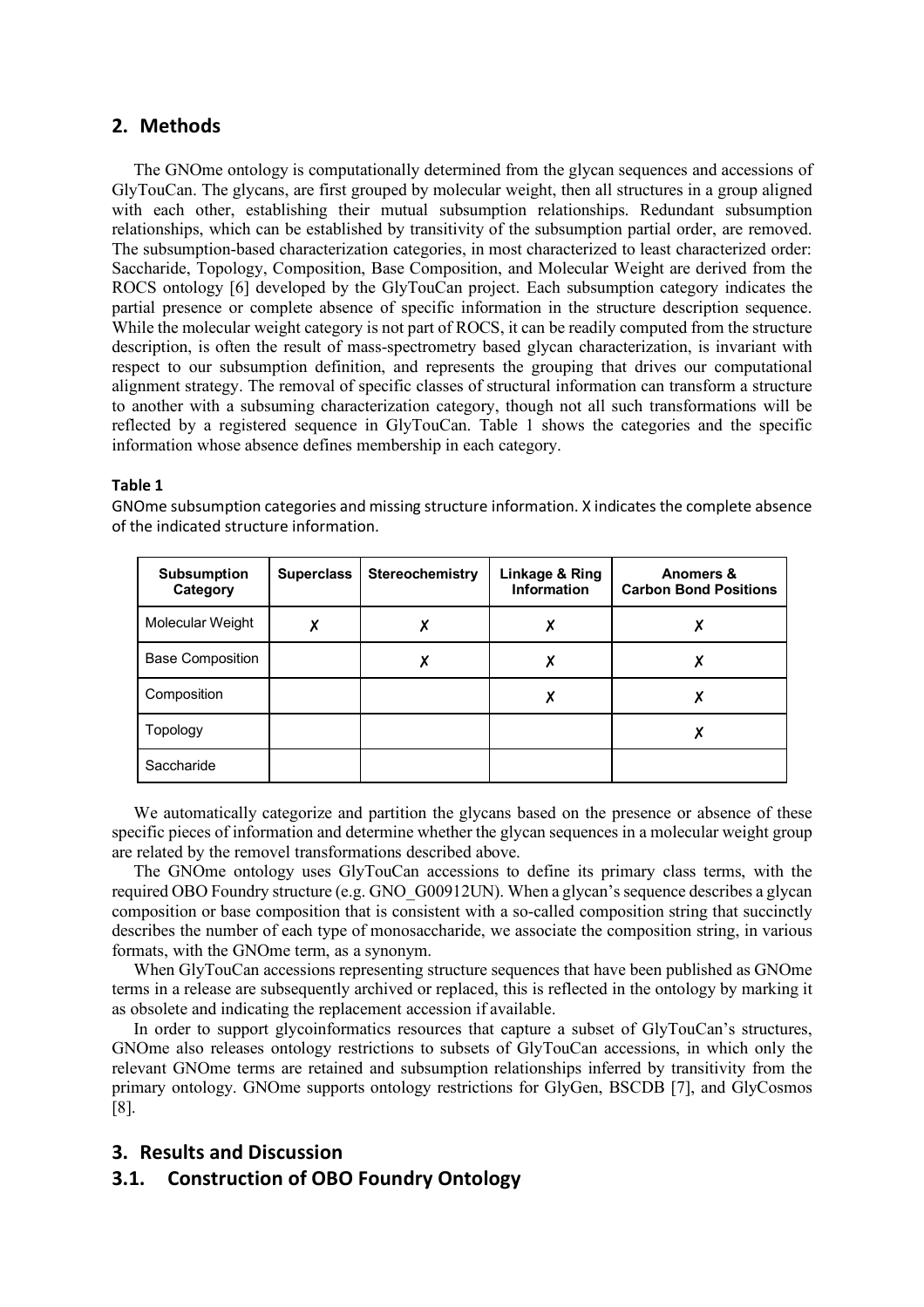## 2. Methods

The GNOme ontology is computationally determined from the glycan sequences and accessions of GlyTouCan. The glycans, are first grouped by molecular weight, then all structures in a group aligned with each other, establishing their mutual subsumption relationships. Redundant subsumption relationships, which can be established by transitivity of the subsumption partial order, are removed. The subsumption-based characterization categories, in most characterized to least characterized order: Saccharide, Topology, Composition, Base Composition, and Molecular Weight are derived from the ROCS ontology [6] developed by the GlyTouCan project. Each subsumption category indicates the partial presence or complete absence of specific information in the structure description sequence. While the molecular weight category is not part of ROCS, it can be readily computed from the structure description, is often the result of mass-spectrometry based glycan characterization, is invariant with respect to our subsumption definition, and represents the grouping that drives our computational alignment strategy. The removal of specific classes of structural information can transform a structure to another with a subsuming characterization category, though not all such transformations will be reflected by a registered sequence in GlyTouCan. Table 1 shows the categories and the specific information whose absence defines membership in each category.

**Table 1**

GNOme subsumption categories and missing structure information. X indicates the complete absence of the indicated structure information.

| Subsumption Category | Superclass | Stereochemistry | Linkage & Ring Information | Anomers & Carbon Bond Positions |
|---|---|---|---|---|
| Molecular Weight | ✗ | ✗ | ✗ | ✗ |
| Base Composition | | ✗ | ✗ | ✗ |
| Composition | | | ✗ | ✗ |
| Topology | | | | ✗ |
| Saccharide | | | | |

We automatically categorize and partition the glycans based on the presence or absence of these specific pieces of information and determine whether the glycan sequences in a molecular weight group are related by the removel transformations described above.

The GNOme ontology uses GlyTouCan accessions to define its primary class terms, with the required OBO Foundry structure (e.g. GNO_G00912UN). When a glycan's sequence describes a glycan composition or base composition that is consistent with a so-called composition string that succinctly describes the number of each type of monosaccharide, we associate the composition string, in various formats, with the GNOme term, as a synonym.

When GlyTouCan accessions representing structure sequences that have been published as GNOme terms in a release are subsequently archived or replaced, this is reflected in the ontology by marking it as obsolete and indicating the replacement accession if available.

In order to support glycoinformatics resources that capture a subset of GlyTouCan's structures, GNOme also releases ontology restrictions to subsets of GlyTouCan accessions, in which only the relevant GNOme terms are retained and subsumption relationships inferred by transitivity from the primary ontology. GNOme supports ontology restrictions for GlyGen, BSCDB [7], and GlyCosmos [8].

## 3. Results and Discussion

### 3.1. Construction of OBO Foundry Ontology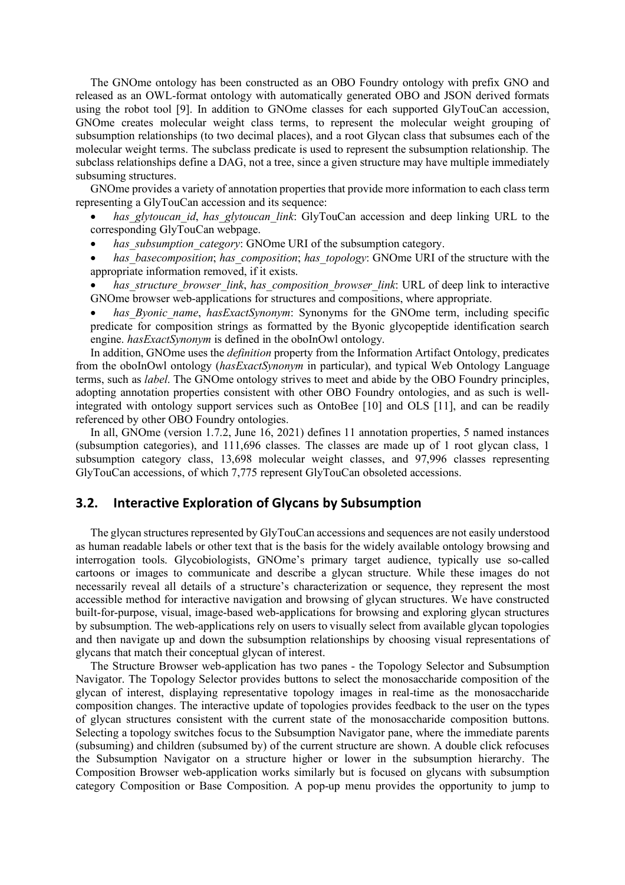The GNOme ontology has been constructed as an OBO Foundry ontology with prefix GNO and released as an OWL-format ontology with automatically generated OBO and JSON derived formats using the robot tool [9]. In addition to GNOme classes for each supported GlyTouCan accession, GNOme creates molecular weight class terms, to represent the molecular weight grouping of subsumption relationships (to two decimal places), and a root Glycan class that subsumes each of the molecular weight terms. The subclass predicate is used to represent the subsumption relationship. The subclass relationships define a DAG, not a tree, since a given structure may have multiple immediately subsuming structures.

GNOme provides a variety of annotation properties that provide more information to each class term representing a GlyTouCan accession and its sequence:

- *has_glytoucan_id*, *has_glytoucan_link*: GlyTouCan accession and deep linking URL to the corresponding GlyTouCan webpage.
- *has_subsumption_category*: GNOme URI of the subsumption category.
- *has_basecomposition*; *has_composition*; *has_topology*: GNOme URI of the structure with the appropriate information removed, if it exists.
- *has_structure_browser_link*, *has_composition_browser_link*: URL of deep link to interactive GNOme browser web-applications for structures and compositions, where appropriate.
- *has_Byonic_name*, *hasExactSynonym*: Synonyms for the GNOme term, including specific predicate for composition strings as formatted by the Byonic glycopeptide identification search engine. *hasExactSynonym* is defined in the oboInOwl ontology.

In addition, GNOme uses the *definition* property from the Information Artifact Ontology, predicates from the oboInOwl ontology (*hasExactSynonym* in particular), and typical Web Ontology Language terms, such as *label*. The GNOme ontology strives to meet and abide by the OBO Foundry principles, adopting annotation properties consistent with other OBO Foundry ontologies, and as such is well-integrated with ontology support services such as OntoBee [10] and OLS [11], and can be readily referenced by other OBO Foundry ontologies.

In all, GNOme (version 1.7.2, June 16, 2021) defines 11 annotation properties, 5 named instances (subsumption categories), and 111,696 classes. The classes are made up of 1 root glycan class, 1 subsumption category class, 13,698 molecular weight classes, and 97,996 classes representing GlyTouCan accessions, of which 7,775 represent GlyTouCan obsoleted accessions.

## 3.2. Interactive Exploration of Glycans by Subsumption

The glycan structures represented by GlyTouCan accessions and sequences are not easily understood as human readable labels or other text that is the basis for the widely available ontology browsing and interrogation tools. Glycobiologists, GNOme's primary target audience, typically use so-called cartoons or images to communicate and describe a glycan structure. While these images do not necessarily reveal all details of a structure's characterization or sequence, they represent the most accessible method for interactive navigation and browsing of glycan structures. We have constructed built-for-purpose, visual, image-based web-applications for browsing and exploring glycan structures by subsumption. The web-applications rely on users to visually select from available glycan topologies and then navigate up and down the subsumption relationships by choosing visual representations of glycans that match their conceptual glycan of interest.

The Structure Browser web-application has two panes - the Topology Selector and Subsumption Navigator. The Topology Selector provides buttons to select the monosaccharide composition of the glycan of interest, displaying representative topology images in real-time as the monosaccharide composition changes. The interactive update of topologies provides feedback to the user on the types of glycan structures consistent with the current state of the monosaccharide composition buttons. Selecting a topology switches focus to the Subsumption Navigator pane, where the immediate parents (subsuming) and children (subsumed by) of the current structure are shown. A double click refocuses the Subsumption Navigator on a structure higher or lower in the subsumption hierarchy. The Composition Browser web-application works similarly but is focused on glycans with subsumption category Composition or Base Composition. A pop-up menu provides the opportunity to jump to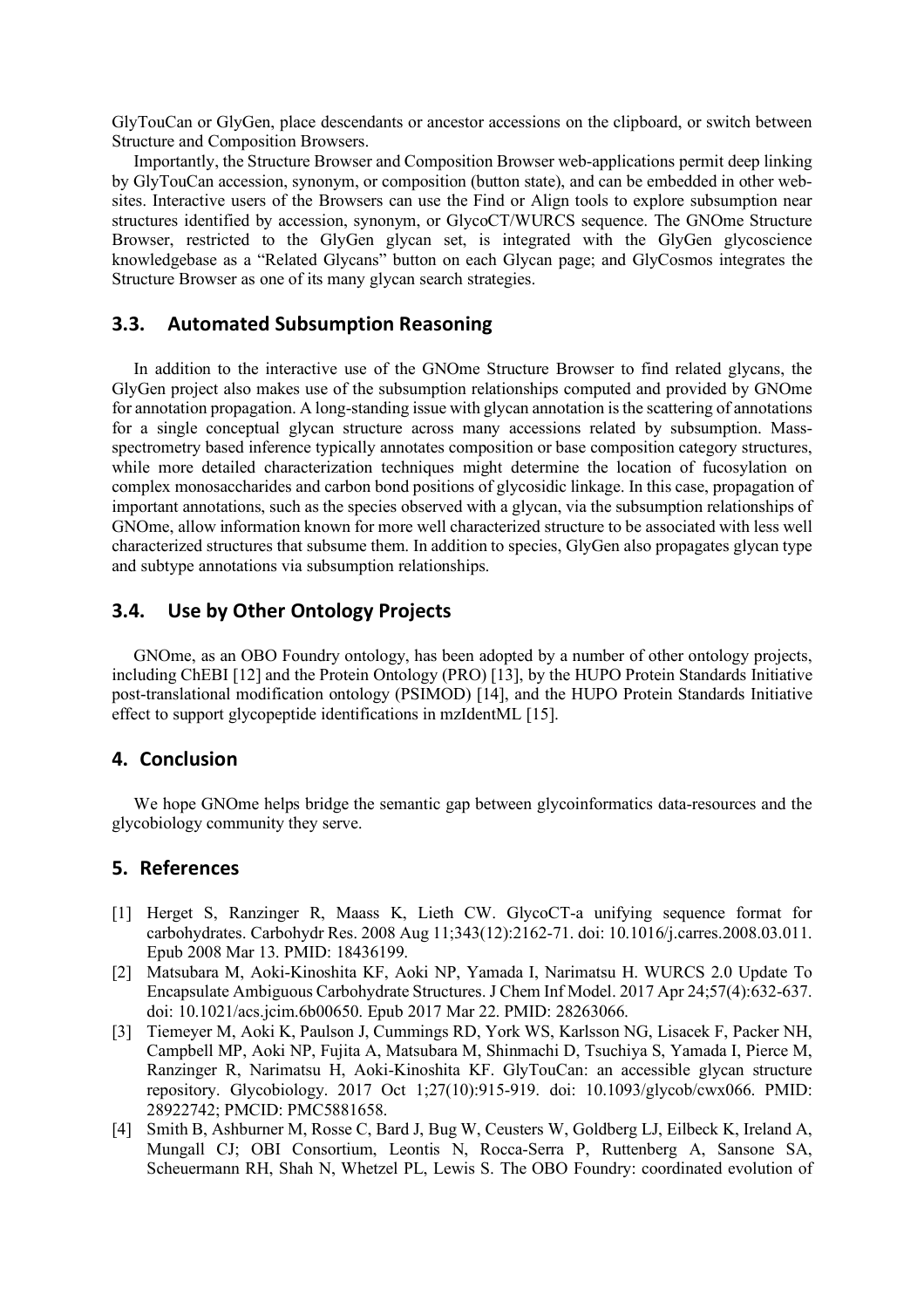GlyTouCan or GlyGen, place descendants or ancestor accessions on the clipboard, or switch between Structure and Composition Browsers.

Importantly, the Structure Browser and Composition Browser web-applications permit deep linking by GlyTouCan accession, synonym, or composition (button state), and can be embedded in other web-sites. Interactive users of the Browsers can use the Find or Align tools to explore subsumption near structures identified by accession, synonym, or GlycoCT/WURCS sequence. The GNOme Structure Browser, restricted to the GlyGen glycan set, is integrated with the GlyGen glycoscience knowledgebase as a "Related Glycans" button on each Glycan page; and GlyCosmos integrates the Structure Browser as one of its many glycan search strategies.

### 3.3. Automated Subsumption Reasoning

In addition to the interactive use of the GNOme Structure Browser to find related glycans, the GlyGen project also makes use of the subsumption relationships computed and provided by GNOme for annotation propagation. A long-standing issue with glycan annotation is the scattering of annotations for a single conceptual glycan structure across many accessions related by subsumption. Mass-spectrometry based inference typically annotates composition or base composition category structures, while more detailed characterization techniques might determine the location of fucosylation on complex monosaccharides and carbon bond positions of glycosidic linkage. In this case, propagation of important annotations, such as the species observed with a glycan, via the subsumption relationships of GNOme, allow information known for more well characterized structure to be associated with less well characterized structures that subsume them. In addition to species, GlyGen also propagates glycan type and subtype annotations via subsumption relationships.

### 3.4. Use by Other Ontology Projects

GNOme, as an OBO Foundry ontology, has been adopted by a number of other ontology projects, including ChEBI [12] and the Protein Ontology (PRO) [13], by the HUPO Protein Standards Initiative post-translational modification ontology (PSIMOD) [14], and the HUPO Protein Standards Initiative effect to support glycopeptide identifications in mzIdentML [15].

## 4. Conclusion

We hope GNOme helps bridge the semantic gap between glycoinformatics data-resources and the glycobiology community they serve.

## 5. References

- [1] Herget S, Ranzinger R, Maass K, Lieth CW. GlycoCT-a unifying sequence format for carbohydrates. Carbohydr Res. 2008 Aug 11;343(12):2162-71. doi: 10.1016/j.carres.2008.03.011. Epub 2008 Mar 13. PMID: 18436199.
- [2] Matsubara M, Aoki-Kinoshita KF, Aoki NP, Yamada I, Narimatsu H. WURCS 2.0 Update To Encapsulate Ambiguous Carbohydrate Structures. J Chem Inf Model. 2017 Apr 24;57(4):632-637. doi: 10.1021/acs.jcim.6b00650. Epub 2017 Mar 22. PMID: 28263066.
- [3] Tiemeyer M, Aoki K, Paulson J, Cummings RD, York WS, Karlsson NG, Lisacek F, Packer NH, Campbell MP, Aoki NP, Fujita A, Matsubara M, Shinmachi D, Tsuchiya S, Yamada I, Pierce M, Ranzinger R, Narimatsu H, Aoki-Kinoshita KF. GlyTouCan: an accessible glycan structure repository. Glycobiology. 2017 Oct 1;27(10):915-919. doi: 10.1093/glycob/cwx066. PMID: 28922742; PMCID: PMC5881658.
- [4] Smith B, Ashburner M, Rosse C, Bard J, Bug W, Ceusters W, Goldberg LJ, Eilbeck K, Ireland A, Mungall CJ; OBI Consortium, Leontis N, Rocca-Serra P, Ruttenberg A, Sansone SA, Scheuermann RH, Shah N, Whetzel PL, Lewis S. The OBO Foundry: coordinated evolution of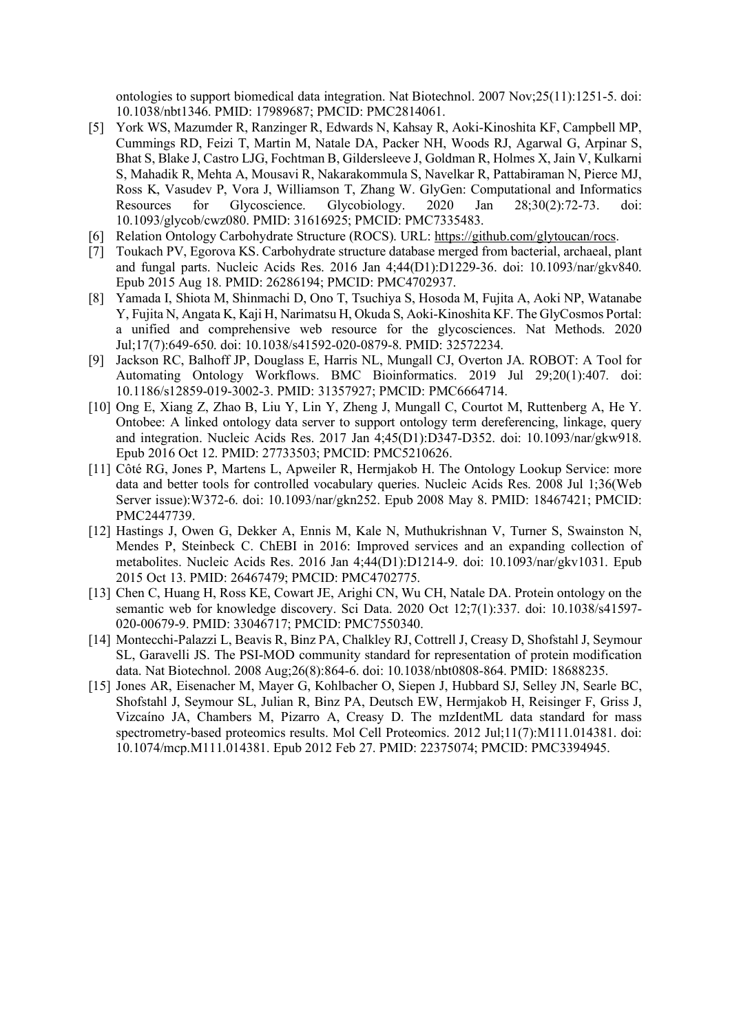ontologies to support biomedical data integration. Nat Biotechnol. 2007 Nov;25(11):1251-5. doi: 10.1038/nbt1346. PMID: 17989687; PMCID: PMC2814061.

[5] York WS, Mazumder R, Ranzinger R, Edwards N, Kahsay R, Aoki-Kinoshita KF, Campbell MP, Cummings RD, Feizi T, Martin M, Natale DA, Packer NH, Woods RJ, Agarwal G, Arpinar S, Bhat S, Blake J, Castro LJG, Fochtman B, Gildersleeve J, Goldman R, Holmes X, Jain V, Kulkarni S, Mahadik R, Mehta A, Mousavi R, Nakarakommula S, Navelkar R, Pattabiraman N, Pierce MJ, Ross K, Vasudev P, Vora J, Williamson T, Zhang W. GlyGen: Computational and Informatics Resources for Glycoscience. Glycobiology. 2020 Jan 28;30(2):72-73. doi: 10.1093/glycob/cwz080. PMID: 31616925; PMCID: PMC7335483.

[6] Relation Ontology Carbohydrate Structure (ROCS). URL: https://github.com/glytoucan/rocs.

[7] Toukach PV, Egorova KS. Carbohydrate structure database merged from bacterial, archaeal, plant and fungal parts. Nucleic Acids Res. 2016 Jan 4;44(D1):D1229-36. doi: 10.1093/nar/gkv840. Epub 2015 Aug 18. PMID: 26286194; PMCID: PMC4702937.

[8] Yamada I, Shiota M, Shinmachi D, Ono T, Tsuchiya S, Hosoda M, Fujita A, Aoki NP, Watanabe Y, Fujita N, Angata K, Kaji H, Narimatsu H, Okuda S, Aoki-Kinoshita KF. The GlyCosmos Portal: a unified and comprehensive web resource for the glycosciences. Nat Methods. 2020 Jul;17(7):649-650. doi: 10.1038/s41592-020-0879-8. PMID: 32572234.

[9] Jackson RC, Balhoff JP, Douglass E, Harris NL, Mungall CJ, Overton JA. ROBOT: A Tool for Automating Ontology Workflows. BMC Bioinformatics. 2019 Jul 29;20(1):407. doi: 10.1186/s12859-019-3002-3. PMID: 31357927; PMCID: PMC6664714.

[10] Ong E, Xiang Z, Zhao B, Liu Y, Lin Y, Zheng J, Mungall C, Courtot M, Ruttenberg A, He Y. Ontobee: A linked ontology data server to support ontology term dereferencing, linkage, query and integration. Nucleic Acids Res. 2017 Jan 4;45(D1):D347-D352. doi: 10.1093/nar/gkw918. Epub 2016 Oct 12. PMID: 27733503; PMCID: PMC5210626.

[11] Côté RG, Jones P, Martens L, Apweiler R, Hermjakob H. The Ontology Lookup Service: more data and better tools for controlled vocabulary queries. Nucleic Acids Res. 2008 Jul 1;36(Web Server issue):W372-6. doi: 10.1093/nar/gkn252. Epub 2008 May 8. PMID: 18467421; PMCID: PMC2447739.

[12] Hastings J, Owen G, Dekker A, Ennis M, Kale N, Muthukrishnan V, Turner S, Swainston N, Mendes P, Steinbeck C. ChEBI in 2016: Improved services and an expanding collection of metabolites. Nucleic Acids Res. 2016 Jan 4;44(D1):D1214-9. doi: 10.1093/nar/gkv1031. Epub 2015 Oct 13. PMID: 26467479; PMCID: PMC4702775.

[13] Chen C, Huang H, Ross KE, Cowart JE, Arighi CN, Wu CH, Natale DA. Protein ontology on the semantic web for knowledge discovery. Sci Data. 2020 Oct 12;7(1):337. doi: 10.1038/s41597-020-00679-9. PMID: 33046717; PMCID: PMC7550340.

[14] Montecchi-Palazzi L, Beavis R, Binz PA, Chalkley RJ, Cottrell J, Creasy D, Shofstahl J, Seymour SL, Garavelli JS. The PSI-MOD community standard for representation of protein modification data. Nat Biotechnol. 2008 Aug;26(8):864-6. doi: 10.1038/nbt0808-864. PMID: 18688235.

[15] Jones AR, Eisenacher M, Mayer G, Kohlbacher O, Siepen J, Hubbard SJ, Selley JN, Searle BC, Shofstahl J, Seymour SL, Julian R, Binz PA, Deutsch EW, Hermjakob H, Reisinger F, Griss J, Vizcaíno JA, Chambers M, Pizarro A, Creasy D. The mzIdentML data standard for mass spectrometry-based proteomics results. Mol Cell Proteomics. 2012 Jul;11(7):M111.014381. doi: 10.1074/mcp.M111.014381. Epub 2012 Feb 27. PMID: 22375074; PMCID: PMC3394945.